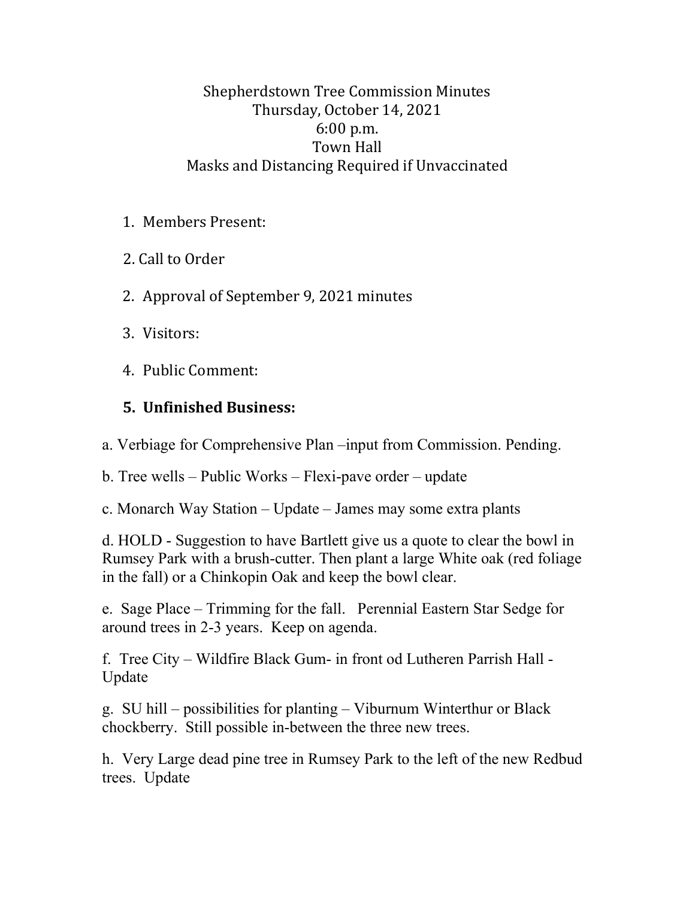# Shepherdstown Tree Commission Minutes
Thursday, October 14, 2021
6:00 p.m.
Town Hall
Masks and Distancing Required if Unvaccinated

1. Members Present:

2. Call to Order

2. Approval of September 9, 2021 minutes

3. Visitors:

4. Public Comment:

5. **Unfinished Business:**

a. Verbiage for Comprehensive Plan –input from Commission. Pending.

b. Tree wells – Public Works – Flexi-pave order – update

c. Monarch Way Station – Update – James may some extra plants

d. HOLD - Suggestion to have Bartlett give us a quote to clear the bowl in Rumsey Park with a brush-cutter. Then plant a large White oak (red foliage in the fall) or a Chinkopin Oak and keep the bowl clear.

e. Sage Place – Trimming for the fall. Perennial Eastern Star Sedge for around trees in 2-3 years. Keep on agenda.

f. Tree City – Wildfire Black Gum- in front od Lutheren Parrish Hall - Update

g. SU hill – possibilities for planting – Viburnum Winterthur or Black chockberry. Still possible in-between the three new trees.

h. Very Large dead pine tree in Rumsey Park to the left of the new Redbud trees. Update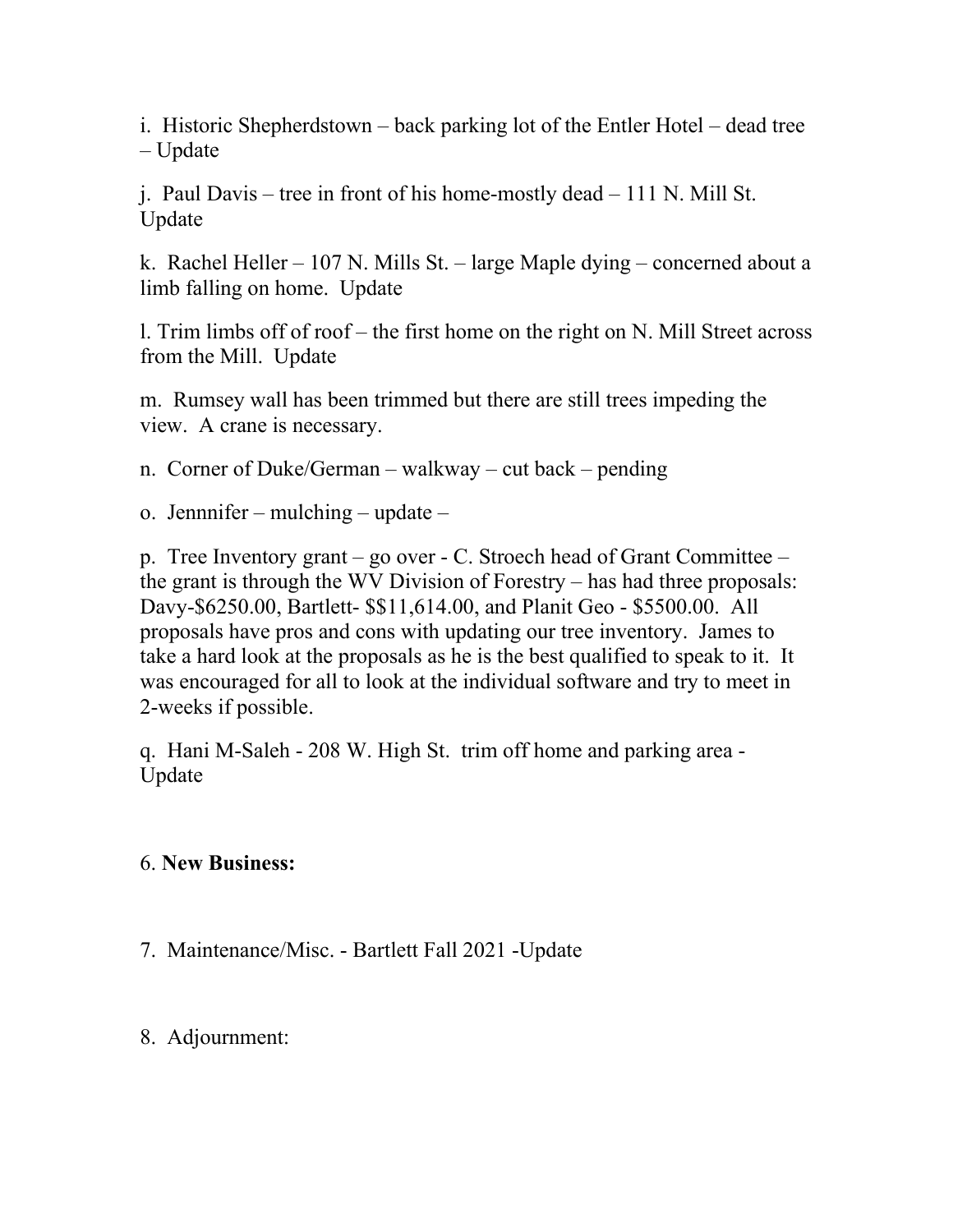i. Historic Shepherdstown – back parking lot of the Entler Hotel – dead tree – Update

j. Paul Davis – tree in front of his home-mostly dead – 111 N. Mill St. Update

k. Rachel Heller – 107 N. Mills St. – large Maple dying – concerned about a limb falling on home. Update

l. Trim limbs off of roof – the first home on the right on N. Mill Street across from the Mill. Update

m. Rumsey wall has been trimmed but there are still trees impeding the view. A crane is necessary.

n. Corner of Duke/German – walkway – cut back – pending

o. Jennnifer – mulching – update –

p. Tree Inventory grant – go over - C. Stroech head of Grant Committee – the grant is through the WV Division of Forestry – has had three proposals: Davy-$6250.00, Bartlett- $$11,614.00, and Planit Geo - $5500.00. All proposals have pros and cons with updating our tree inventory. James to take a hard look at the proposals as he is the best qualified to speak to it. It was encouraged for all to look at the individual software and try to meet in 2-weeks if possible.

q. Hani M-Saleh - 208 W. High St. trim off home and parking area - Update

6. **New Business:**

7. Maintenance/Misc. - Bartlett Fall 2021 -Update

8. Adjournment: